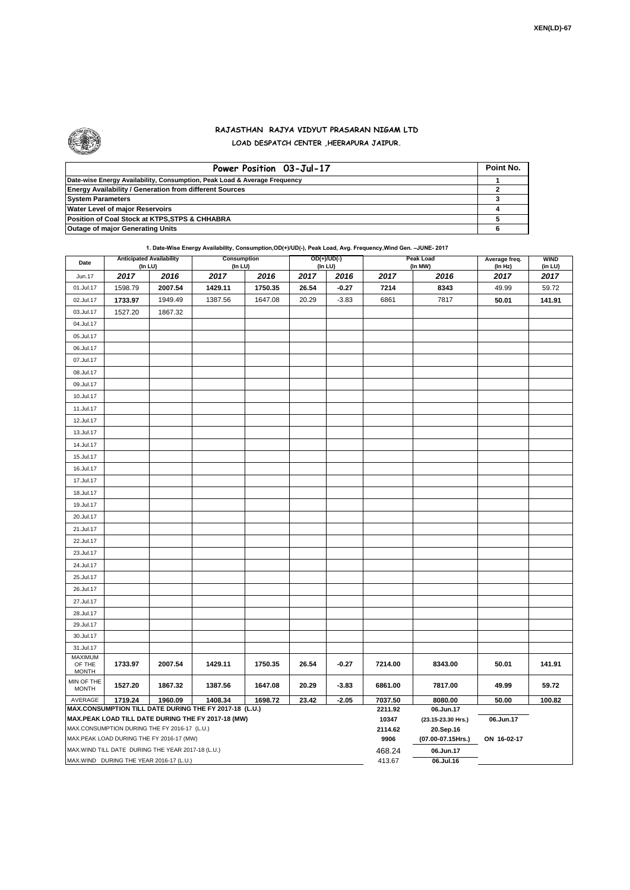XEN(LD)-67

# RAJASTHAN RAJYA VIDYUT PRASARAN NIGAM LTD

## LOAD DESPATCH CENTER ,HEERAPURA JAIPUR.

| Power Position 03-Jul-17 | Point No. |
|---|---|
| Date-wise Energy Availability, Consumption, Peak Load & Average Frequency | 1 |
| Energy Availability / Generation from different Sources | 2 |
| System Parameters | 3 |
| Water Level of major Reservoirs | 4 |
| Position of Coal Stock at KTPS,STPS & CHHABRA | 5 |
| Outage of major Generating Units | 6 |

**1. Date-Wise Energy Availability, Consumption,OD(+)/UD(-), Peak Load, Avg. Frequency,Wind Gen. –JUNE- 2017**

| Date | Anticipated Availability (In LU) | | Consumption (In LU) | | OD(+)/UD(-) (In LU) | | Peak Load (In MW) | | Average freq. (In Hz) | WIND (in LU) |
|---|---|---|---|---|---|---|---|---|---|---|
| Jun.17 | 2017 | 2016 | 2017 | 2016 | 2017 | 2016 | 2017 | 2016 | 2017 | 2017 |
| 01.Jul.17 | 1598.79 | 2007.54 | 1429.11 | 1750.35 | 26.54 | -0.27 | 7214 | 8343 | 49.99 | 59.72 |
| 02.Jul.17 | 1733.97 | 1949.49 | 1387.56 | 1647.08 | 20.29 | -3.83 | 6861 | 7817 | 50.01 | 141.91 |
| 03.Jul.17 | 1527.20 | 1867.32 | | | | | | | | |
| 04.Jul.17 | | | | | | | | | | |
| 05.Jul.17 | | | | | | | | | | |
| 06.Jul.17 | | | | | | | | | | |
| 07.Jul.17 | | | | | | | | | | |
| 08.Jul.17 | | | | | | | | | | |
| 09.Jul.17 | | | | | | | | | | |
| 10.Jul.17 | | | | | | | | | | |
| 11.Jul.17 | | | | | | | | | | |
| 12.Jul.17 | | | | | | | | | | |
| 13.Jul.17 | | | | | | | | | | |
| 14.Jul.17 | | | | | | | | | | |
| 15.Jul.17 | | | | | | | | | | |
| 16.Jul.17 | | | | | | | | | | |
| 17.Jul.17 | | | | | | | | | | |
| 18.Jul.17 | | | | | | | | | | |
| 19.Jul.17 | | | | | | | | | | |
| 20.Jul.17 | | | | | | | | | | |
| 21.Jul.17 | | | | | | | | | | |
| 22.Jul.17 | | | | | | | | | | |
| 23.Jul.17 | | | | | | | | | | |
| 24.Jul.17 | | | | | | | | | | |
| 25.Jul.17 | | | | | | | | | | |
| 26.Jul.17 | | | | | | | | | | |
| 27.Jul.17 | | | | | | | | | | |
| 28.Jul.17 | | | | | | | | | | |
| 29.Jul.17 | | | | | | | | | | |
| 30.Jul.17 | | | | | | | | | | |
| 31.Jul.17 | | | | | | | | | | |
| MAXIMUM OF THE MONTH | 1733.97 | 2007.54 | 1429.11 | 1750.35 | 26.54 | -0.27 | 7214.00 | 8343.00 | 50.01 | 141.91 |
| MIN OF THE MONTH | 1527.20 | 1867.32 | 1387.56 | 1647.08 | 20.29 | -3.83 | 6861.00 | 7817.00 | 49.99 | 59.72 |
| AVERAGE | 1719.24 | 1960.09 | 1408.34 | 1698.72 | 23.42 | -2.05 | 7037.50 | 8080.00 | 50.00 | 100.82 |
| MAX.CONSUMPTION TILL DATE DURING THE FY 2017-18 (L.U.) | | | | | | | 2211.92 | 06.Jun.17 | | |
| MAX.PEAK LOAD TILL DATE DURING THE FY 2017-18 (MW) | | | | | | | 10347 | (23.15-23.30 Hrs.) | 06.Jun.17 | |
| MAX.CONSUMPTION DURING THE FY 2016-17 (L.U.) | | | | | | | 2114.62 | 20.Sep.16 | | |
| MAX.PEAK LOAD DURING THE FY 2016-17 (MW) | | | | | | | 9906 | (07.00-07.15Hrs.) | ON 16-02-17 | |
| MAX.WIND TILL DATE DURING THE YEAR 2017-18 (L.U.) | | | | | | | 468.24 | 06.Jun.17 | | |
| MAX.WIND DURING THE YEAR 2016-17 (L.U.) | | | | | | | 413.67 | 06.Jul.16 | | |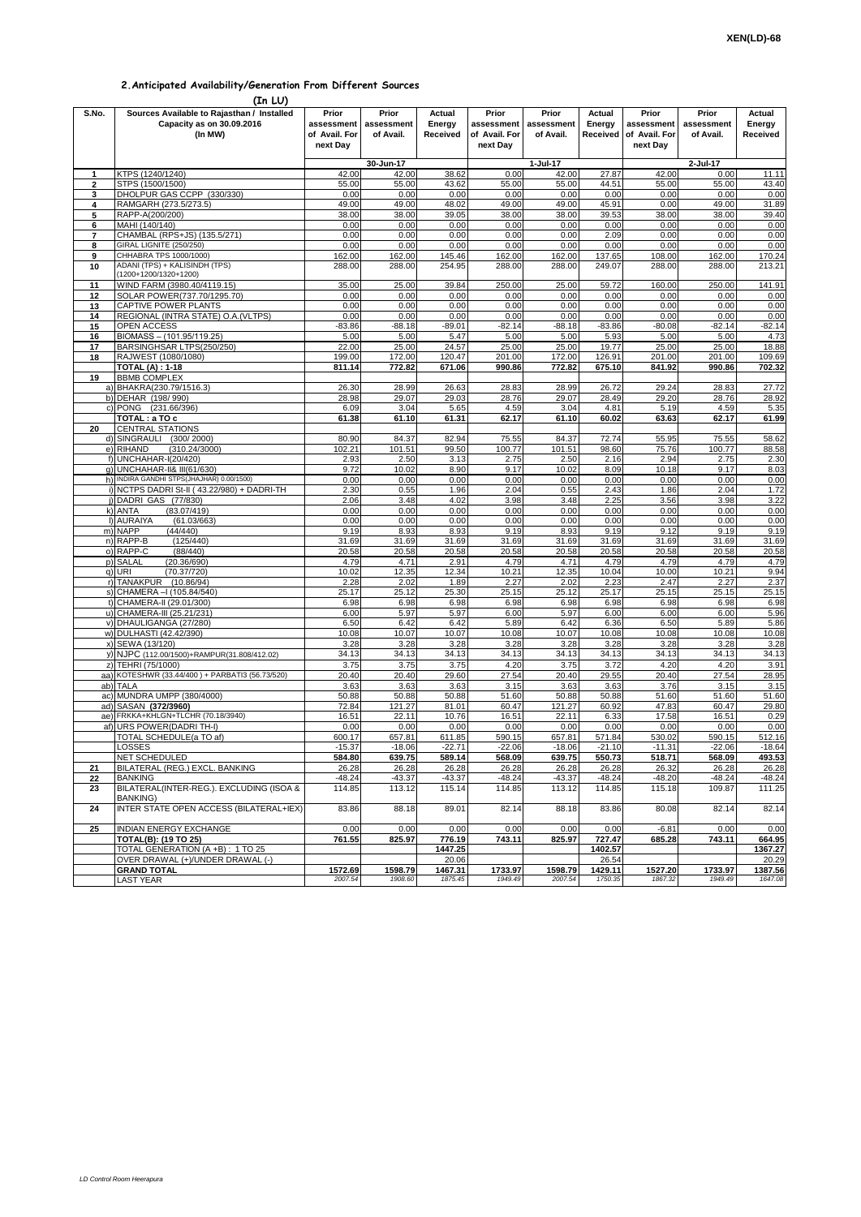XEN(LD)-68

## 2.Anticipated Availability/Generation From Different Sources

(In LU)

| S.No. | Sources Available to Rajasthan / Installed Capacity as on 30.09.2016 (In MW) | Prior assessment of Avail. For next Day | Prior assessment of Avail. | Actual Energy Received | Prior assessment of Avail. For next Day | Prior assessment of Avail. | Actual Energy Received | Prior assessment of Avail. For next Day | Prior assessment of Avail. | Actual Energy Received |
|---|---|---|---|---|---|---|---|---|---|---|
| | | 30-Jun-17 | | | 1-Jul-17 | | | 2-Jul-17 | | |
| 1 | KTPS (1240/1240) | 42.00 | 42.00 | 38.62 | 0.00 | 42.00 | 27.87 | 42.00 | 0.00 | 11.11 |
| 2 | STPS (1500/1500) | 55.00 | 55.00 | 43.62 | 55.00 | 55.00 | 44.51 | 55.00 | 55.00 | 43.40 |
| 3 | DHOLPUR GAS CCPP (330/330) | 0.00 | 0.00 | 0.00 | 0.00 | 0.00 | 0.00 | 0.00 | 0.00 | 0.00 |
| 4 | RAMGARH (273.5/273.5) | 49.00 | 49.00 | 48.02 | 49.00 | 49.00 | 45.91 | 0.00 | 49.00 | 31.89 |
| 5 | RAPP-A(200/200) | 38.00 | 38.00 | 39.05 | 38.00 | 38.00 | 39.53 | 38.00 | 38.00 | 39.40 |
| 6 | MAHI (140/140) | 0.00 | 0.00 | 0.00 | 0.00 | 0.00 | 0.00 | 0.00 | 0.00 | 0.00 |
| 7 | CHAMBAL (RPS+JS) (135.5/271) | 0.00 | 0.00 | 0.00 | 0.00 | 0.00 | 2.09 | 0.00 | 0.00 | 0.00 |
| 8 | GIRAL LIGNITE (250/250) | 0.00 | 0.00 | 0.00 | 0.00 | 0.00 | 0.00 | 0.00 | 0.00 | 0.00 |
| 9 | CHHABRA TPS 1000/1000) | 162.00 | 162.00 | 145.46 | 162.00 | 162.00 | 137.65 | 108.00 | 162.00 | 170.24 |
| 10 | ADANI (TPS) + KALISINDH (TPS) (1200+1200/1320+1200) | 288.00 | 288.00 | 254.95 | 288.00 | 288.00 | 249.07 | 288.00 | 288.00 | 213.21 |
| 11 | WIND FARM (3980.40/4119.15) | 35.00 | 25.00 | 39.84 | 250.00 | 25.00 | 59.72 | 160.00 | 250.00 | 141.91 |
| 12 | SOLAR POWER(737.70/1295.70) | 0.00 | 0.00 | 0.00 | 0.00 | 0.00 | 0.00 | 0.00 | 0.00 | 0.00 |
| 13 | CAPTIVE POWER PLANTS | 0.00 | 0.00 | 0.00 | 0.00 | 0.00 | 0.00 | 0.00 | 0.00 | 0.00 |
| 14 | REGIONAL (INTRA STATE) O.A.(VLTPS) | 0.00 | 0.00 | 0.00 | 0.00 | 0.00 | 0.00 | 0.00 | 0.00 | 0.00 |
| 15 | OPEN ACCESS | -83.86 | -88.18 | -89.01 | -82.14 | -88.18 | -83.86 | -80.08 | -82.14 | -82.14 |
| 16 | BIOMASS – (101.95/119.25) | 5.00 | 5.00 | 5.47 | 5.00 | 5.00 | 5.93 | 5.00 | 5.00 | 4.73 |
| 17 | BARSINGHSAR LTPS(250/250) | 22.00 | 25.00 | 24.57 | 25.00 | 25.00 | 19.77 | 25.00 | 25.00 | 18.88 |
| 18 | RAJWEST (1080/1080) | 199.00 | 172.00 | 120.47 | 201.00 | 172.00 | 126.91 | 201.00 | 201.00 | 109.69 |
| | **TOTAL (A) : 1-18** | **811.14** | **772.82** | **671.06** | **990.86** | **772.82** | **675.10** | **841.92** | **990.86** | **702.32** |
| 19 | BBMB COMPLEX | | | | | | | | | |
| a) | BHAKRA(230.79/1516.3) | 26.30 | 28.99 | 26.63 | 28.83 | 28.99 | 26.72 | 29.24 | 28.83 | 27.72 |
| b) | DEHAR (198/ 990) | 28.98 | 29.07 | 29.03 | 28.76 | 29.07 | 28.49 | 29.20 | 28.76 | 28.92 |
| c) | PONG (231.66/396) | 6.09 | 3.04 | 5.65 | 4.59 | 3.04 | 4.81 | 5.19 | 4.59 | 5.35 |
| | **TOTAL : a TO c** | **61.38** | **61.10** | **61.31** | **62.17** | **61.10** | **60.02** | **63.63** | **62.17** | **61.99** |
| 20 | CENTRAL STATIONS | | | | | | | | | |
| d) | SINGRAULI (300/ 2000) | 80.90 | 84.37 | 82.94 | 75.55 | 84.37 | 72.74 | 55.95 | 75.55 | 58.62 |
| e) | RIHAND (310.24/3000) | 102.21 | 101.51 | 99.50 | 100.77 | 101.51 | 98.60 | 75.76 | 100.77 | 88.58 |
| f) | UNCHAHAR-I(20/420) | 2.93 | 2.50 | 3.13 | 2.75 | 2.50 | 2.16 | 2.94 | 2.75 | 2.30 |
| g) | UNCHAHAR-II& III(61/630) | 9.72 | 10.02 | 8.90 | 9.17 | 10.02 | 8.09 | 10.18 | 9.17 | 8.03 |
| h) | INDIRA GANDHI STPS(JHAJHAR) 0.00/1500) | 0.00 | 0.00 | 0.00 | 0.00 | 0.00 | 0.00 | 0.00 | 0.00 | 0.00 |
| i) | NCTPS DADRI St-II ( 43.22/980) + DADRI-TH | 2.30 | 0.55 | 1.96 | 2.04 | 0.55 | 2.43 | 1.86 | 2.04 | 1.72 |
| j) | DADRI GAS (77/830) | 2.06 | 3.48 | 4.02 | 3.98 | 3.48 | 2.25 | 3.56 | 3.98 | 3.22 |
| k) | ANTA (83.07/419) | 0.00 | 0.00 | 0.00 | 0.00 | 0.00 | 0.00 | 0.00 | 0.00 | 0.00 |
| l) | AURAIYA (61.03/663) | 0.00 | 0.00 | 0.00 | 0.00 | 0.00 | 0.00 | 0.00 | 0.00 | 0.00 |
| m) | NAPP (44/440) | 9.19 | 8.93 | 8.93 | 9.19 | 8.93 | 9.19 | 9.12 | 9.19 | 9.19 |
| n) | RAPP-B (125/440) | 31.69 | 31.69 | 31.69 | 31.69 | 31.69 | 31.69 | 31.69 | 31.69 | 31.69 |
| o) | RAPP-C (88/440) | 20.58 | 20.58 | 20.58 | 20.58 | 20.58 | 20.58 | 20.58 | 20.58 | 20.58 |
| p) | SALAL (20.36/690) | 4.79 | 4.71 | 2.91 | 4.79 | 4.71 | 4.79 | 4.79 | 4.79 | 4.79 |
| q) | URI (70.37/720) | 10.02 | 12.35 | 12.34 | 10.21 | 12.35 | 10.04 | 10.00 | 10.21 | 9.94 |
| r) | TANAKPUR (10.86/94) | 2.28 | 2.02 | 1.89 | 2.27 | 2.02 | 2.23 | 2.47 | 2.27 | 2.37 |
| s) | CHAMERA –I (105.84/540) | 25.17 | 25.12 | 25.30 | 25.15 | 25.12 | 25.17 | 25.15 | 25.15 | 25.15 |
| t) | CHAMERA-II (29.01/300) | 6.98 | 6.98 | 6.98 | 6.98 | 6.98 | 6.98 | 6.98 | 6.98 | 6.98 |
| u) | CHAMERA-III (25.21/231) | 6.00 | 5.97 | 5.97 | 6.00 | 5.97 | 6.00 | 6.00 | 6.00 | 5.96 |
| v) | DHAULIGANGA (27/280) | 6.50 | 6.42 | 6.42 | 5.89 | 6.42 | 6.36 | 6.50 | 5.89 | 5.86 |
| w) | DULHASTI (42.42/390) | 10.08 | 10.07 | 10.07 | 10.08 | 10.07 | 10.08 | 10.08 | 10.08 | 10.08 |
| x) | SEWA (13/120) | 3.28 | 3.28 | 3.28 | 3.28 | 3.28 | 3.28 | 3.28 | 3.28 | 3.28 |
| y) | NJPC (112.00/1500)+RAMPUR(31.808/412.02) | 34.13 | 34.13 | 34.13 | 34.13 | 34.13 | 34.13 | 34.13 | 34.13 | 34.13 |
| z) | TEHRI (75/1000) | 3.75 | 3.75 | 3.75 | 4.20 | 3.75 | 3.72 | 4.20 | 4.20 | 3.91 |
| aa) | KOTESHWR (33.44/400 ) + PARBATI3 (56.73/520) | 20.40 | 20.40 | 29.60 | 27.54 | 20.40 | 29.55 | 20.40 | 27.54 | 28.95 |
| ab) | TALA | 3.63 | 3.63 | 3.63 | 3.15 | 3.63 | 3.63 | 3.76 | 3.15 | 3.15 |
| ac) | MUNDRA UMPP (380/4000) | 50.88 | 50.88 | 50.88 | 51.60 | 50.88 | 50.88 | 51.60 | 51.60 | 51.60 |
| ad) | SASAN **(372/3960)** | 72.84 | 121.27 | 81.01 | 60.47 | 121.27 | 60.92 | 47.83 | 60.47 | 29.80 |
| ae) | FRKKA+KHLGN+TLCHR (70.18/3940) | 16.51 | 22.11 | 10.76 | 16.51 | 22.11 | 6.33 | 17.58 | 16.51 | 0.29 |
| af) | URS POWER(DADRI TH-I) | 0.00 | 0.00 | 0.00 | 0.00 | 0.00 | 0.00 | 0.00 | 0.00 | 0.00 |
| | TOTAL SCHEDULE(a TO af) | 600.17 | 657.81 | 611.85 | 590.15 | 657.81 | 571.84 | 530.02 | 590.15 | 512.16 |
| | LOSSES | -15.37 | -18.06 | -22.71 | -22.06 | -18.06 | -21.10 | -11.31 | -22.06 | -18.64 |
| | NET SCHEDULED | **584.80** | **639.75** | **589.14** | **568.09** | **639.75** | **550.73** | **518.71** | **568.09** | **493.53** |
| 21 | BILATERAL (REG.) EXCL. BANKING | 26.28 | 26.28 | 26.28 | 26.28 | 26.28 | 26.28 | 26.32 | 26.28 | 26.28 |
| 22 | BANKING | -48.24 | -43.37 | -43.37 | -48.24 | -43.37 | -48.24 | -48.20 | -48.24 | -48.24 |
| 23 | BILATERAL(INTER-REG.). EXCLUDING (ISOA & BANKING) | 114.85 | 113.12 | 115.14 | 114.85 | 113.12 | 114.85 | 115.18 | 109.87 | 111.25 |
| 24 | INTER STATE OPEN ACCESS (BILATERAL+IEX) | 83.86 | 88.18 | 89.01 | 82.14 | 88.18 | 83.86 | 80.08 | 82.14 | 82.14 |
| 25 | INDIAN ENERGY EXCHANGE | 0.00 | 0.00 | 0.00 | 0.00 | 0.00 | 0.00 | -6.81 | 0.00 | 0.00 |
| | **TOTAL(B): (19 TO 25)** | **761.55** | **825.97** | **776.19** | **743.11** | **825.97** | **727.47** | **685.28** | **743.11** | **664.95** |
| | TOTAL GENERATION (A +B) : 1 TO 25 | | | **1447.25** | | | **1402.57** | | | **1367.27** |
| | OVER DRAWAL (+)/UNDER DRAWAL (-) | | | 20.06 | | | 26.54 | | | 20.29 |
| | **GRAND TOTAL** | **1572.69** | **1598.79** | **1467.31** | **1733.97** | **1598.79** | **1429.11** | **1527.20** | **1733.97** | **1387.56** |
| | LAST YEAR | *2007.54* | *1908.60* | *1875.45* | *1949.49* | *2007.54* | *1750.35* | *1867.32* | *1949.49* | *1647.08* |

*LD Control Room Heerapura*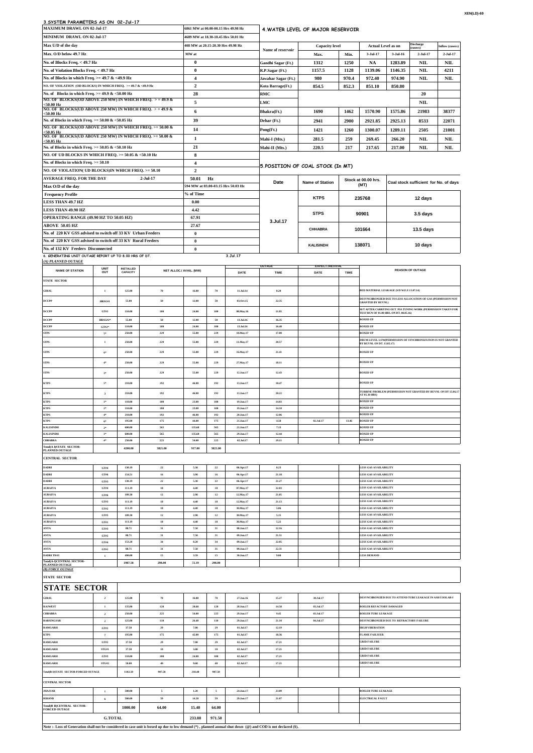XEN(LD)-69

## 3. SYSTEM PARAMETERS AS ON 02-Jul-17

| | |
|---|---|
| MAXIMUM DRAWL ON 02-Jul-17 | 6861 MW at 00.00-00.15 Hrs 49.98 Hz |
| MINIMUM DRAWL ON 02-Jul-17 | 4689 MW at 18.30-18.45 Hrs 50.01 Hz |
| Max U/D of the day | 408 MW at 20.15-20.30 Hrs 49.98 Hz |
| Max. O/D below 49.7 Hz | MW at |
| No. of Blocks Freq. < 49.7 Hz | 0 |
| No. of Violation Blocks Freq. < 49.7 Hz | 0 |
| No. of Blocks in which Freq. >= 49.7 & <49.9 Hz | 4 |
| NO. OF VIOLATION (OD BLOCKS) IN WHICH FREQ. >= 49.7 & <49.9 Hz | 2 |
| No. of Blocks in which Freq. >= 49.9 & <50.00 Hz | 28 |
| NO. OF BLOCKS(OD ABOVE 250 MW) IN WHICH FREQ. >= 49.9 & <50.00 Hz | 5 |
| NO. OF BLOCKS(UD ABOVE 250 MW) IN WHICH FREQ. >= 49.9 & <50.00 Hz | 6 |
| No. of Blocks in which Freq. >= 50.00 & <50.05 Hz | 39 |
| NO. OF BLOCKS(OD ABOVE 250 MW) IN WHICH FREQ. >= 50.00 & <50.05 Hz | 14 |
| NO. OF BLOCKS(UD ABOVE 250 MW) IN WHICH FREQ. >= 50.00 & <50.05 Hz | 1 |
| No. of Blocks in which Freq. >= 50.05 & <50.10 Hz | 21 |
| NO. OF UD BLOCKS IN WHICH FREQ. >= 50.05 & <50.10 Hz | 8 |
| No. of Blocks in which Freq. >= 50.10 | 4 |
| NO. OF VIOLATION( UD BLOCKS)IN WHICH FREQ. >= 50.10 | 2 |
| AVERAGE FREQ. FOR THE DAY 2-Jul-17 | 50.01 Hz |
| Max O/D of the day | 594 MW at 03.00-03.15 Hrs 50.03 Hz |
| Frequency Profile | % of Time |
| LESS THAN 49.7 HZ | 0.00 |
| LESS THAN 49.90 HZ | 4.42 |
| OPERATING RANGE (49.90 HZ TO 50.05 HZ) | 67.91 |
| ABOVE 50.05 HZ | 27.67 |
| No. of 220 KV GSS advised to switch off 33 KV Urban Feeders | 0 |
| No. of 220 KV GSS advised to switch off 33 KV Rural Feeders | 0 |
| No. of 132 KV Feeders Disconnected | 0 |

## 4. WATER LEVEL OF MAJOR RESERVOIR

| Name of reservoir | Capacity level | | Actual Level as on | | Discharge (cusecs) | Inflow (cusecs) |
|---|---|---|---|---|---|---|
| | Max. | Min. | 3-Jul-17 | 3-Jul-16 | 2-Jul-17 | 2-Jul-17 |
| Gandhi Sagar (Ft.) | 1312 | 1250 | NA | 1283.89 | NIL | NIL |
| R.P.Sagar (Ft.) | 1157.5 | 1128 | 1139.06 | 1146.35 | NIL | 4211 |
| Jawahar Sagar (Ft.) | 980 | 970.4 | 972.40 | 974.90 | NIL | NIL |
| Kota Barrage(Ft.) | 854.5 | 852.3 | 851.10 | 850.80 | | |
| RMC | | | | | 20 | |
| LMC | | | | | NIL | |
| Bhakra(Ft.) | 1690 | 1462 | 1570.90 | 1575.86 | 21983 | 38377 |
| Dehar (Ft.) | 2941 | 2900 | 2921.85 | 2925.13 | 8533 | 22071 |
| Pong(Ft.) | 1421 | 1260 | 1300.07 | 1289.11 | 2505 | 21001 |
| Mahi-I (Mts.) | 281.5 | 259 | 269.45 | 266.20 | NIL | NIL |
| Mahi-II (Mts.) | 220.5 | 217 | 217.65 | 217.00 | NIL | NIL |

## 5. POSITION OF COAL STOCK (In MT)

| Date | Name of Station | Stock at 00.00 hrs. (MT) | Coal stock sufficient for No. of days |
|---|---|---|---|
| 3.Jul.17 | KTPS | 235768 | 12 days |
| | STPS | 90901 | 3.5 days |
| | CHHABRA | 101664 | 13.5 days |
| | KALISINDH | 138071 | 10 days |

## 6. GENERATING UNIT OUTAGE REPORT UP TO 8.00 HRS OF DT. 3.Jul.17

*(A) PLANNED OUTAGE*

| NAME OF STATION | UNIT OUT | INSTALLED CAPACITY | NET ALLOC./ AVAIL. (MW) | | | OUTAGE DATE | OUTAGE TIME | EXPECT./REVIVAL DATE | EXPECT./REVIVAL TIME | REASON OF OUTAGE |
|---|---|---|---|---|---|---|---|---|---|---|
| **STATE SECTOR** | | | | | | | | | | |
| GIRAL | 1 | 125.00 | 70 | 16.80 | 70 | 11.Jul.14 | 8.20 | | | BED MATERIAL LEAKAGE (S/D W.E.F.15.07.14) |
| DCCPP | HRSG#1 | 55.00 | 50 | 12.00 | 50 | 03.Oct.15 | 22.35 | | | DESYNCHRONIZED DUE TO LESS ALLOCATION OF GAS (PERMISSION NOT GRANTED BY RUVNL) |
| DCCPP | GT#1 | 110.00 | 100 | 24.00 | 100 | 08.May.16 | 11.05 | | | M/T AFTER CARRYING OUT PSS TUNING WORK (PERMISSION TAKEN FOR TEST RUN OF 01.00 HRS. ON DT. 08.05.16) |
| DCCPP | HRSG#2* | 55.00 | 50 | 12.00 | 50 | 13.Jul.16 | 16.35 | | | BOXED UP |
| DCCPP | GT#2* | 110.00 | 100 | 24.00 | 100 | 13.Jul.16 | 16.40 | | | BOXED UP |
| STPS | 5* | 250.00 | 229 | 55.00 | 229 | 10.May.17 | 17.00 | | | BOXED UP |
| STPS | 1 | 250.00 | 229 | 55.00 | 229 | 11.May.17 | 20.57 | | | DRUM LEVEL LOW(PERMISSION OF SYNCHRONIZATION IS NOT GRANTED BY RUVNL ON DT. 13.05.17) |
| STPS | 6* | 250.00 | 229 | 55.00 | 229 | 16.May.17 | 21.41 | | | BOXED UP |
| STPS | 4* | 250.00 | 229 | 55.00 | 229 | 27.May.17 | 18.11 | | | BOXED UP |
| STPS | 3* | 250.00 | 229 | 55.00 | 229 | 12.Jun.17 | 12.43 | | | BOXED UP |
| KTPS | 5* | 210.00 | 192 | 46.00 | 192 | 13.Jun.17 | 10.47 | | | BOXED UP |
| KTPS | 3 | 210.00 | 192 | 46.00 | 192 | 13.Jun.17 | 20.22 | | | TURBINE PROBLEM (PERMISSION NOT GRANTED BY RUVNL ON DT 15.06.17 AT 05.30 HRS) |
| KTPS | 1* | 110.00 | 100 | 23.00 | 100 | 19.Jun.17 | 14.03 | | | BOXED UP |
| KTPS | 2* | 110.00 | 100 | 23.00 | 100 | 19.Jun.17 | 14.10 | | | BOXED UP |
| KTPS | 4* | 210.00 | 192 | 46.00 | 192 | 20.Jun.17 | 12.06 | | | BOXED UP |
| KTPS | 6* | 195.00 | 175 | 40.00 | 175 | 21.Jun.17 | 0.58 | 02.Jul.17 | 11.46 | BOXED UP |
| KALISINDH | 2* | 600.00 | 565 | 135.60 | 565 | 21.Jun.17 | 7.13 | | | BOXED UP |
| KALISINDH | 1* | 600.00 | 565 | 135.60 | 565 | 29.Jun.17 | 12.44 | | | BOXED UP |
| CHHABRA | 4* | 250.00 | 225 | 54.00 | 225 | 02.Jul.17 | 19.11 | | | BOXED UP |
| Total(A I)STATE SECTOR-PLANNED OUTAGE | | 4200.00 | 3821.00 | 917.00 | 3821.00 | | | | | |
| **CENTRAL SECTOR** | | | | | | | | | | |
| DADRI | GT#4 | 130.19 | 22 | 5.30 | 22 | 06.Apr.17 | 0.23 | | | LESS GAS AVAILABILITY |
| DADRI | GT#6 | 154.51 | 16 | 3.90 | 16 | 06.Apr.17 | 21.18 | | | LESS GAS AVAILABILITY |
| DADRI | GT#3 | 130.19 | 22 | 5.30 | 22 | 06.Apr.17 | 21.27 | | | LESS GAS AVAILABILITY |
| AURAIYA | GT#4 | 111.19 | 18 | 4.40 | 18 | 07.May.17 | 22.03 | | | LESS GAS AVAILABILITY |
| AURAIYA | GT#6 | 109.30 | 12 | 2.90 | 12 | 12.May.17 | 21.05 | | | LESS GAS AVAILABILITY |
| AURAIYA | GT#1 | 111.19 | 18 | 4.40 | 18 | 12.May.17 | 21.13 | | | LESS GAS AVAILABILITY |
| AURAIYA | GT#2 | 111.19 | 18 | 4.40 | 18 | 30.May.17 | 5.06 | | | LESS GAS AVAILABILITY |
| AURAIYA | GT#5 | 109.30 | 12 | 2.90 | 12 | 30.May.17 | 5.15 | | | LESS GAS AVAILABILITY |
| AURAIYA | GT#1 | 111.19 | 18 | 4.40 | 18 | 30.May.17 | 5.22 | | | LESS GAS AVAILABILITY |
| ANTA | GT#3 | 88.71 | 31 | 7.50 | 31 | 08.Jun.17 | 12.16 | | | LESS GAS AVAILABILITY |
| ANTA | GT#2 | 88.71 | 31 | 7.50 | 31 | 09.Jun.17 | 21.51 | | | LESS GAS AVAILABILITY |
| ANTA | GT#4 | 153.20 | 34 | 8.20 | 34 | 09.Jun.17 | 22.05 | | | LESS GAS AVAILABILITY |
| ANTA | GT#1 | 88.71 | 31 | 7.50 | 31 | 09.Jun.17 | 22.31 | | | LESS GAS AVAILABILITY |
| DADRI TH-II | 1 | 490.00 | 15 | 3.59 | 15 | 30.Jun.17 | 9.00 | | | LESS DEMAND |
| Total(A-I)CENTRAL SECTOR-PLANNED OUTAGE | | 1987.58 | 298.00 | 72.19 | 298.00 | | | | | |

*(B) FORCE OUTAGE*

| NAME OF STATION | UNIT OUT | INSTALLED CAPACITY | NET ALLOC./ AVAIL. (MW) | | | OUTAGE DATE | OUTAGE TIME | EXPECT./REVIVAL DATE | EXPECT./REVIVAL TIME | REASON OF OUTAGE |
|---|---|---|---|---|---|---|---|---|---|---|
| **STATE SECTOR** | | | | | | | | | | |
| GIRAL | 2 | 125.00 | 70 | 16.80 | 70 | 27.Jan.16 | 15.27 | 30.Jul.17 | | DESYNCHRONIZED DUE TO ATTEND TUBE LEAKAGE IN ASH COOLAR-I |
| RAJWEST | 1 | 135.00 | 120 | 28.60 | 120 | 28.Jun.17 | 14.50 | 03.Jul.17 | | BOILER REFACTORY DAMAGED |
| CHHABRA | 2 | 250.00 | 225 | 54.00 | 225 | 29.Jun.17 | 9.45 | 03.Jul.17 | | BOILER TUBE LEAKAGE |
| BARSINGSAR | 2 | 125.00 | 110 | 26.40 | 110 | 29.Jun.17 | 21.10 | 04.Jul.17 | | DESYNCHRONIZED DUE TO REFRACTORY FAILURE |
| RAMGARH | GT#1 | 37.50 | 29 | 7.00 | 29 | 01.Jul.17 | 12.19 | | | HIGH VIBERATION |
| KTPS | 7 | 195.00 | 175 | 42.00 | 175 | 01.Jul.17 | 18.36 | | | FLAME FAILIUER |
| RAMGARH | GT#2 | 37.50 | 29 | 7.00 | 29 | 02.Jul.17 | 17.21 | | | GRID FAILURE |
| RAMGARH | STG#1 | 37.50 | 10 | 3.00 | 10 | 02.Jul.17 | 17.21 | | | GRID FAILURE |
| RAMGARH | GT#3 | 110.00 | 100 | 24.00 | 100 | 02.Jul.17 | 17.21 | | | GRID FAILURE |
| RAMGARH | STG#2 | 50.00 | 40 | 9.60 | 40 | 02.Jul.17 | 17.21 | | | GRID FAILURE |
| Total(B I)STATE SECTOR-FORCED OUTAGE | | 1102.50 | 907.50 | 218.40 | 907.50 | | | | | |
| **CENTRAL SECTOR** | | | | | | | | | | |
| JHAJJAR | 1 | 500.00 | 5 | 1.20 | 5 | 24.Jun.17 | 23.09 | | | BOILER TUBE LEAKAGE |
| RIHAND | 6 | 500.00 | 59 | 14.20 | 59 | 29.Jun.17 | 21.07 | | | ELECTRICAL FAULT |
| Total(B II)CENTRAL SECTOR-FORCED OUTAGE | | 1000.00 | 64.00 | 15.40 | 64.00 | | | | | |
| G.TOTAL | | | | 233.88 | 971.50 | | | | | |

Note :- Loss of Generation shall not be considered in case unit is boxed up due to low demand (*) , planned annual shut down (@) and COD is not declared ($).